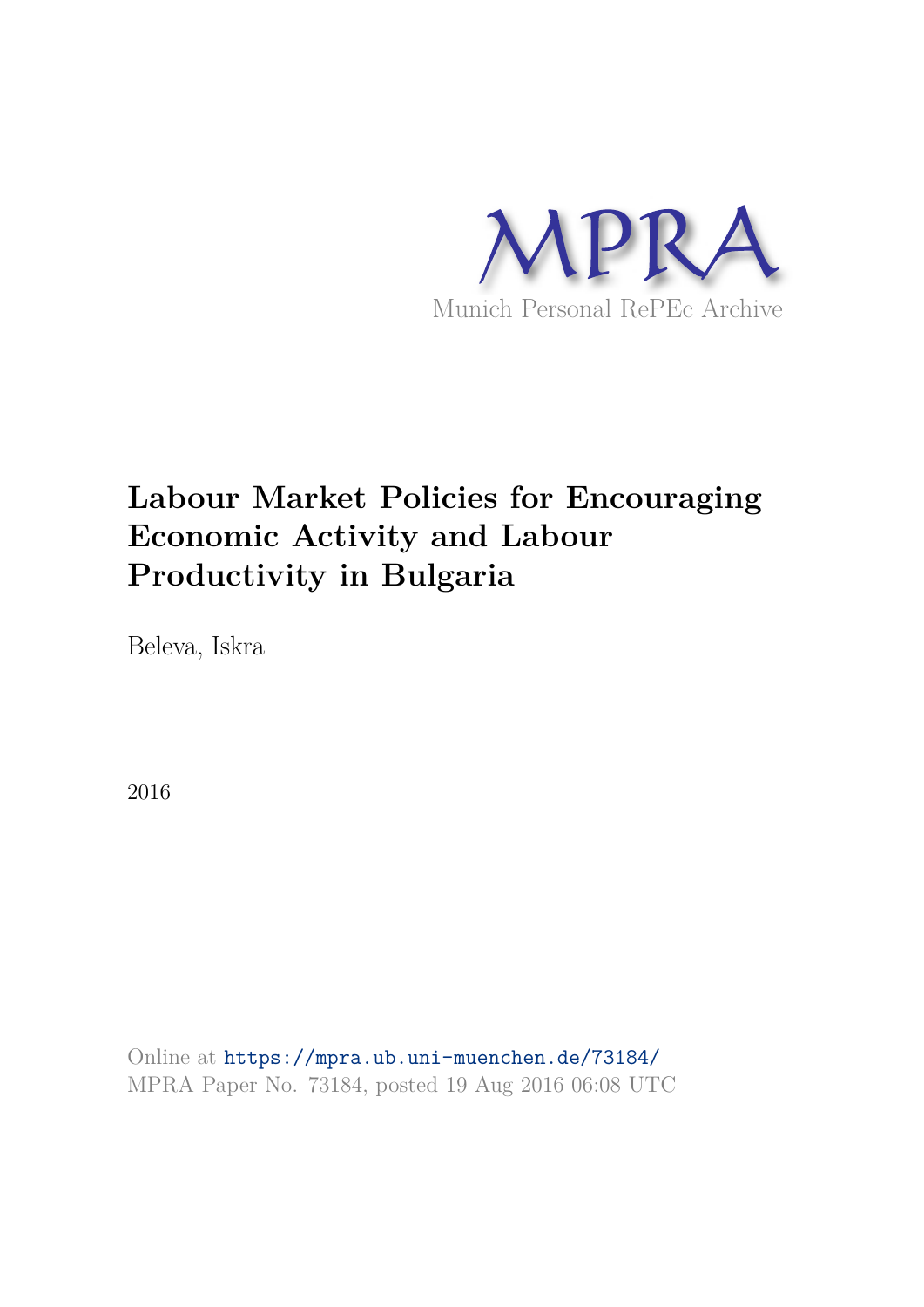MPRA

Munich Personal RePEc Archive

# Labour Market Policies for Encouraging Economic Activity and Labour Productivity in Bulgaria

Beleva, Iskra

2016

Online at https://mpra.ub.uni-muenchen.de/73184/
MPRA Paper No. 73184, posted 19 Aug 2016 06:08 UTC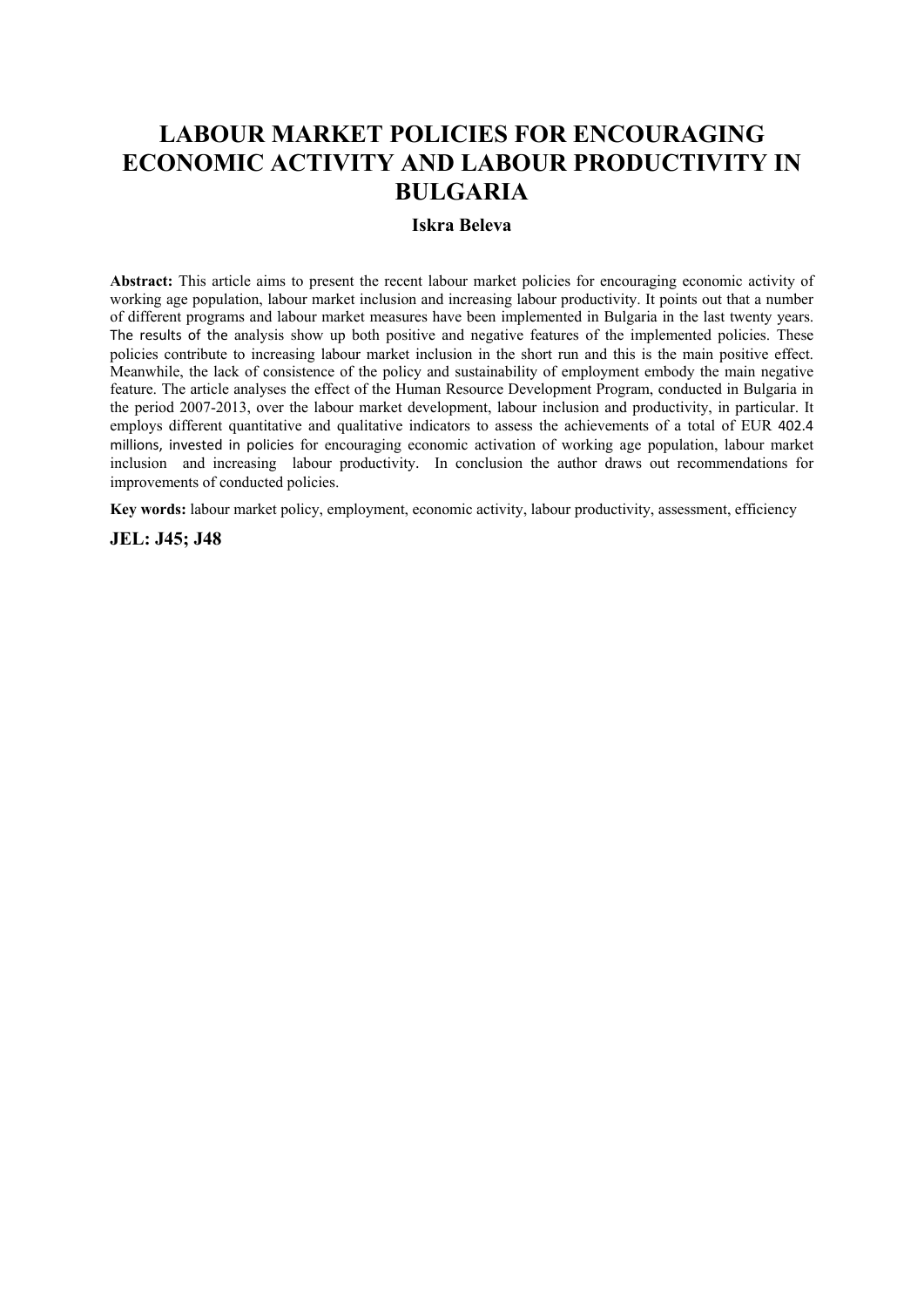# LABOUR MARKET POLICIES FOR ENCOURAGING ECONOMIC ACTIVITY AND LABOUR PRODUCTIVITY IN BULGARIA

**Iskra Beleva**

**Abstract:** This article aims to present the recent labour market policies for encouraging economic activity of working age population, labour market inclusion and increasing labour productivity. It points out that a number of different programs and labour market measures have been implemented in Bulgaria in the last twenty years. The results of the analysis show up both positive and negative features of the implemented policies. These policies contribute to increasing labour market inclusion in the short run and this is the main positive effect. Meanwhile, the lack of consistence of the policy and sustainability of employment embody the main negative feature. The article analyses the effect of the Human Resource Development Program, conducted in Bulgaria in the period 2007-2013, over the labour market development, labour inclusion and productivity, in particular. It employs different quantitative and qualitative indicators to assess the achievements of a total of EUR 402.4 millions, invested in policies for encouraging economic activation of working age population, labour market inclusion and increasing labour productivity. In conclusion the author draws out recommendations for improvements of conducted policies.

**Key words:** labour market policy, employment, economic activity, labour productivity, assessment, efficiency

**JEL: J45; J48**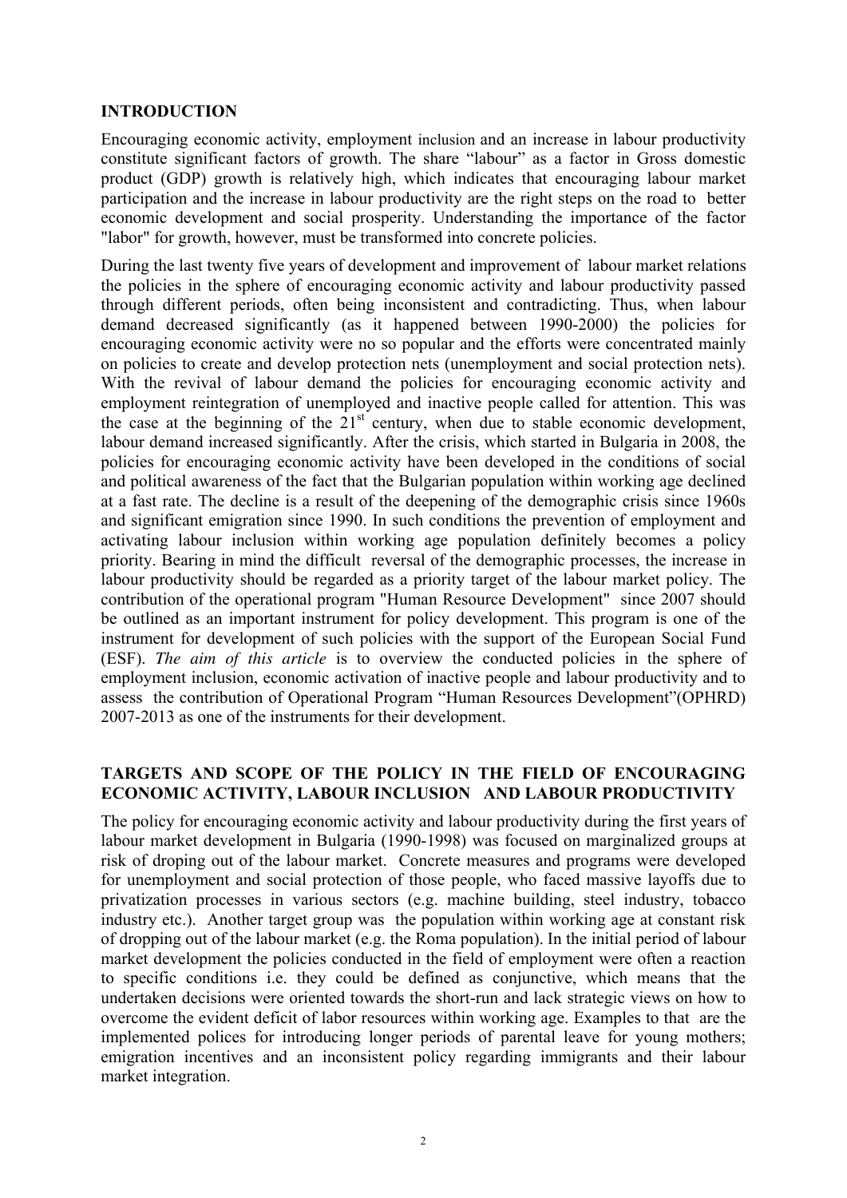## INTRODUCTION

Encouraging economic activity, employment inclusion and an increase in labour productivity constitute significant factors of growth. The share "labour" as a factor in Gross domestic product (GDP) growth is relatively high, which indicates that encouraging labour market participation and the increase in labour productivity are the right steps on the road to better economic development and social prosperity. Understanding the importance of the factor "labor" for growth, however, must be transformed into concrete policies.

During the last twenty five years of development and improvement of labour market relations the policies in the sphere of encouraging economic activity and labour productivity passed through different periods, often being inconsistent and contradicting. Thus, when labour demand decreased significantly (as it happened between 1990-2000) the policies for encouraging economic activity were no so popular and the efforts were concentrated mainly on policies to create and develop protection nets (unemployment and social protection nets). With the revival of labour demand the policies for encouraging economic activity and employment reintegration of unemployed and inactive people called for attention. This was the case at the beginning of the 21st century, when due to stable economic development, labour demand increased significantly. After the crisis, which started in Bulgaria in 2008, the policies for encouraging economic activity have been developed in the conditions of social and political awareness of the fact that the Bulgarian population within working age declined at a fast rate. The decline is a result of the deepening of the demographic crisis since 1960s and significant emigration since 1990. In such conditions the prevention of employment and activating labour inclusion within working age population definitely becomes a policy priority. Bearing in mind the difficult reversal of the demographic processes, the increase in labour productivity should be regarded as a priority target of the labour market policy. The contribution of the operational program "Human Resource Development" since 2007 should be outlined as an important instrument for policy development. This program is one of the instrument for development of such policies with the support of the European Social Fund (ESF). *The aim of this article* is to overview the conducted policies in the sphere of employment inclusion, economic activation of inactive people and labour productivity and to assess the contribution of Operational Program "Human Resources Development"(OPHRD) 2007-2013 as one of the instruments for their development.

## TARGETS AND SCOPE OF THE POLICY IN THE FIELD OF ENCOURAGING ECONOMIC ACTIVITY, LABOUR INCLUSION AND LABOUR PRODUCTIVITY

The policy for encouraging economic activity and labour productivity during the first years of labour market development in Bulgaria (1990-1998) was focused on marginalized groups at risk of droping out of the labour market. Concrete measures and programs were developed for unemployment and social protection of those people, who faced massive layoffs due to privatization processes in various sectors (e.g. machine building, steel industry, tobacco industry etc.). Another target group was the population within working age at constant risk of dropping out of the labour market (e.g. the Roma population). In the initial period of labour market development the policies conducted in the field of employment were often a reaction to specific conditions i.e. they could be defined as conjunctive, which means that the undertaken decisions were oriented towards the short-run and lack strategic views on how to overcome the evident deficit of labor resources within working age. Examples to that are the implemented polices for introducing longer periods of parental leave for young mothers; emigration incentives and an inconsistent policy regarding immigrants and their labour market integration.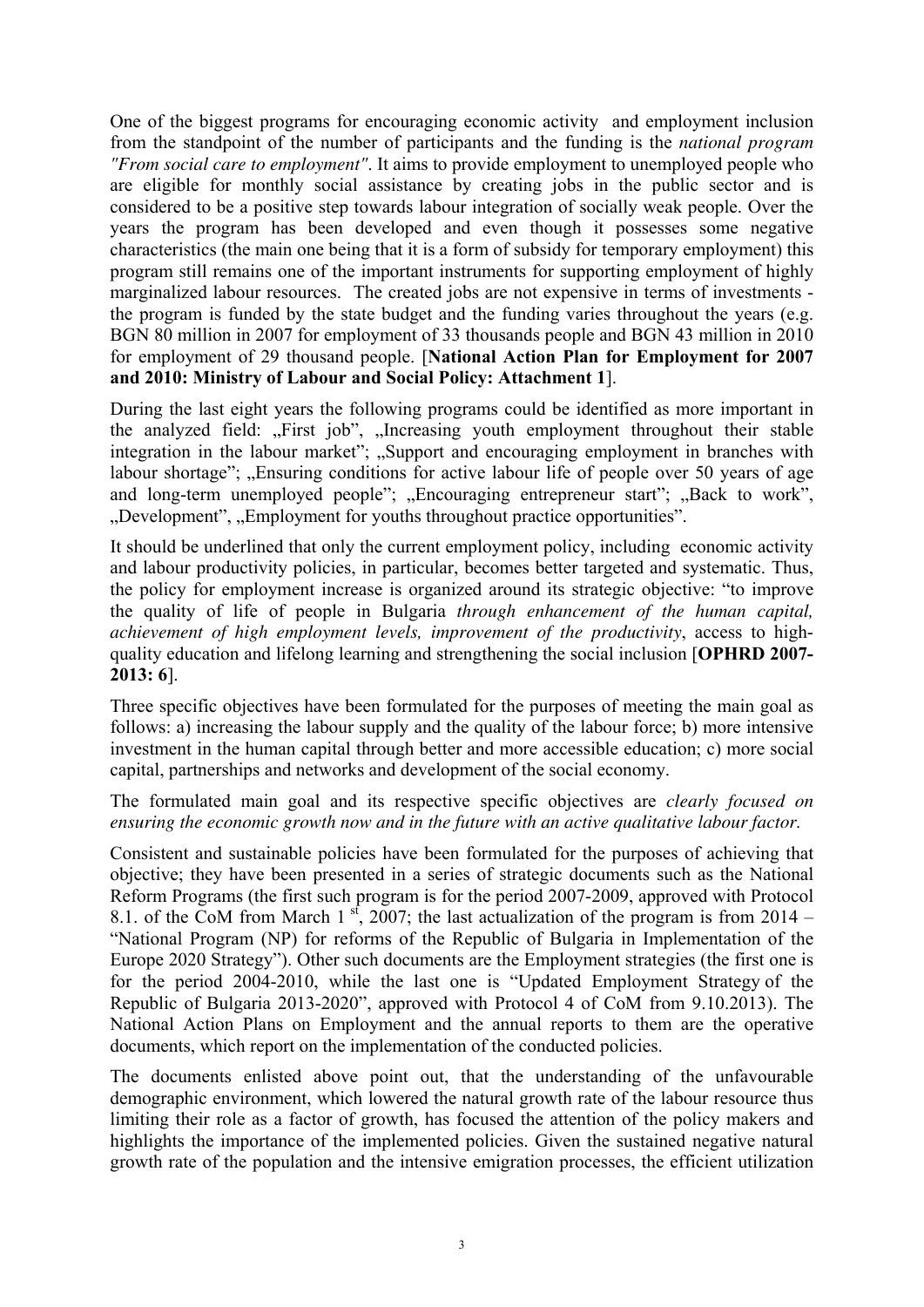One of the biggest programs for encouraging economic activity and employment inclusion from the standpoint of the number of participants and the funding is the *national program "From social care to employment"*. It aims to provide employment to unemployed people who are eligible for monthly social assistance by creating jobs in the public sector and is considered to be a positive step towards labour integration of socially weak people. Over the years the program has been developed and even though it possesses some negative characteristics (the main one being that it is a form of subsidy for temporary employment) this program still remains one of the important instruments for supporting employment of highly marginalized labour resources. The created jobs are not expensive in terms of investments - the program is funded by the state budget and the funding varies throughout the years (e.g. BGN 80 million in 2007 for employment of 33 thousands people and BGN 43 million in 2010 for employment of 29 thousand people. [**National Action Plan for Employment for 2007 and 2010: Ministry of Labour and Social Policy: Attachment 1**].

During the last eight years the following programs could be identified as more important in the analyzed field: „First job", „Increasing youth employment throughout their stable integration in the labour market"; „Support and encouraging employment in branches with labour shortage"; „Ensuring conditions for active labour life of people over 50 years of age and long-term unemployed people"; „Encouraging entrepreneur start"; „Back to work", „Development", „Employment for youths throughout practice opportunities".

It should be underlined that only the current employment policy, including economic activity and labour productivity policies, in particular, becomes better targeted and systematic. Thus, the policy for employment increase is organized around its strategic objective: "to improve the quality of life of people in Bulgaria *through enhancement of the human capital, achievement of high employment levels, improvement of the productivity*, access to high-quality education and lifelong learning and strengthening the social inclusion [**OPHRD 2007-2013: 6**].

Three specific objectives have been formulated for the purposes of meeting the main goal as follows: a) increasing the labour supply and the quality of the labour force; b) more intensive investment in the human capital through better and more accessible education; c) more social capital, partnerships and networks and development of the social economy.

The formulated main goal and its respective specific objectives are *clearly focused on ensuring the economic growth now and in the future with an active qualitative labour factor.*

Consistent and sustainable policies have been formulated for the purposes of achieving that objective; they have been presented in a series of strategic documents such as the National Reform Programs (the first such program is for the period 2007-2009, approved with Protocol 8.1. of the CoM from March 1[st], 2007; the last actualization of the program is from 2014 – "National Program (NP) for reforms of the Republic of Bulgaria in Implementation of the Europe 2020 Strategy"). Other such documents are the Employment strategies (the first one is for the period 2004-2010, while the last one is "Updated Employment Strategy of the Republic of Bulgaria 2013-2020", approved with Protocol 4 of CoM from 9.10.2013). The National Action Plans on Employment and the annual reports to them are the operative documents, which report on the implementation of the conducted policies.

The documents enlisted above point out, that the understanding of the unfavourable demographic environment, which lowered the natural growth rate of the labour resource thus limiting their role as a factor of growth, has focused the attention of the policy makers and highlights the importance of the implemented policies. Given the sustained negative natural growth rate of the population and the intensive emigration processes, the efficient utilization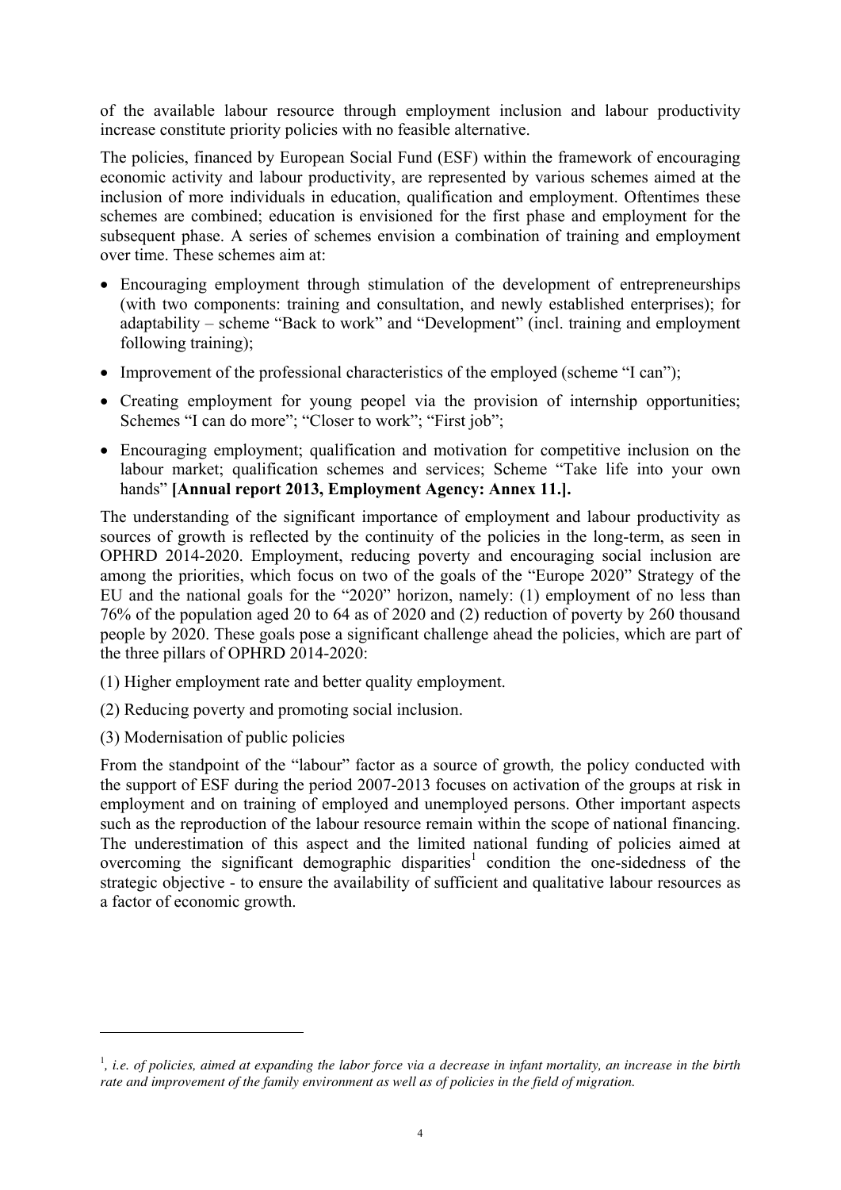of the available labour resource through employment inclusion and labour productivity increase constitute priority policies with no feasible alternative.

The policies, financed by European Social Fund (ESF) within the framework of encouraging economic activity and labour productivity, are represented by various schemes aimed at the inclusion of more individuals in education, qualification and employment. Oftentimes these schemes are combined; education is envisioned for the first phase and employment for the subsequent phase. A series of schemes envision a combination of training and employment over time. These schemes aim at:

- Encouraging employment through stimulation of the development of entrepreneurships (with two components: training and consultation, and newly established enterprises); for adaptability – scheme "Back to work" and "Development" (incl. training and employment following training);
- Improvement of the professional characteristics of the employed (scheme "I can");
- Creating employment for young peopel via the provision of internship opportunities; Schemes "I can do more"; "Closer to work"; "First job";
- Encouraging employment; qualification and motivation for competitive inclusion on the labour market; qualification schemes and services; Scheme "Take life into your own hands" **[Annual report 2013, Employment Agency: Annex 11.].**

The understanding of the significant importance of employment and labour productivity as sources of growth is reflected by the continuity of the policies in the long-term, as seen in OPHRD 2014-2020. Employment, reducing poverty and encouraging social inclusion are among the priorities, which focus on two of the goals of the "Europe 2020" Strategy of the EU and the national goals for the "2020" horizon, namely: (1) employment of no less than 76% of the population aged 20 to 64 as of 2020 and (2) reduction of poverty by 260 thousand people by 2020. These goals pose a significant challenge ahead the policies, which are part of the three pillars of OPHRD 2014-2020:

(1) Higher employment rate and better quality employment.

(2) Reducing poverty and promoting social inclusion.

(3) Modernisation of public policies

From the standpoint of the "labour" factor as a source of growth*,* the policy conducted with the support of ESF during the period 2007-2013 focuses on activation of the groups at risk in employment and on training of employed and unemployed persons. Other important aspects such as the reproduction of the labour resource remain within the scope of national financing. The underestimation of this aspect and the limited national funding of policies aimed at overcoming the significant demographic disparities[1] condition the one-sidedness of the strategic objective - to ensure the availability of sufficient and qualitative labour resources as a factor of economic growth.

---

[1]*, i.e. of policies, aimed at expanding the labor force via a decrease in infant mortality, an increase in the birth rate and improvement of the family environment as well as of policies in the field of migration.*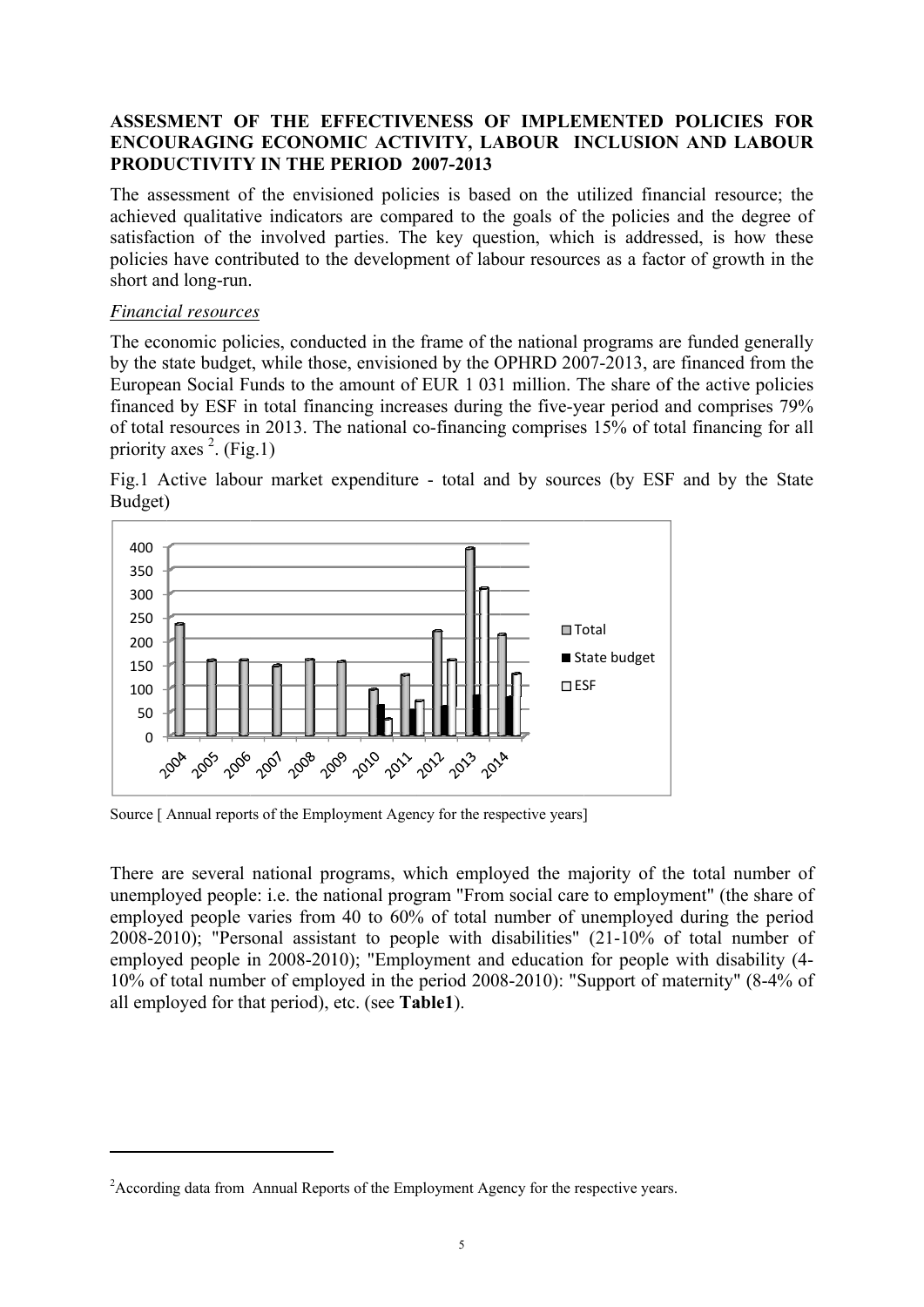**ASSESMENT OF THE EFFECTIVENESS OF IMPLEMENTED POLICIES FOR ENCOURAGING ECONOMIC ACTIVITY, LABOUR INCLUSION AND LABOUR PRODUCTIVITY IN THE PERIOD 2007-2013**

The assessment of the envisioned policies is based on the utilized financial resource; the achieved qualitative indicators are compared to the goals of the policies and the degree of satisfaction of the involved parties. The key question, which is addressed, is how these policies have contributed to the development of labour resources as a factor of growth in the short and long-run.

*Financial resources*

The economic policies, conducted in the frame of the national programs are funded generally by the state budget, while those, envisioned by the OPHRD 2007-2013, are financed from the European Social Funds to the amount of EUR 1 031 million. The share of the active policies financed by ESF in total financing increases during the five-year period and comprises 79% of total resources in 2013. The national co-financing comprises 15% of total financing for all priority axes [2]. (Fig.1)

Fig.1 Active labour market expenditure - total and by sources (by ESF and by the State Budget)

Source [ Annual reports of the Employment Agency for the respective years]

There are several national programs, which employed the majority of the total number of unemployed people: i.e. the national program "From social care to employment" (the share of employed people varies from 40 to 60% of total number of unemployed during the period 2008-2010); "Personal assistant to people with disabilities" (21-10% of total number of employed people in 2008-2010); "Employment and education for people with disability (4-10% of total number of employed in the period 2008-2010): "Support of maternity" (8-4% of all employed for that period), etc. (see **Table1**).

[2] According data from Annual Reports of the Employment Agency for the respective years.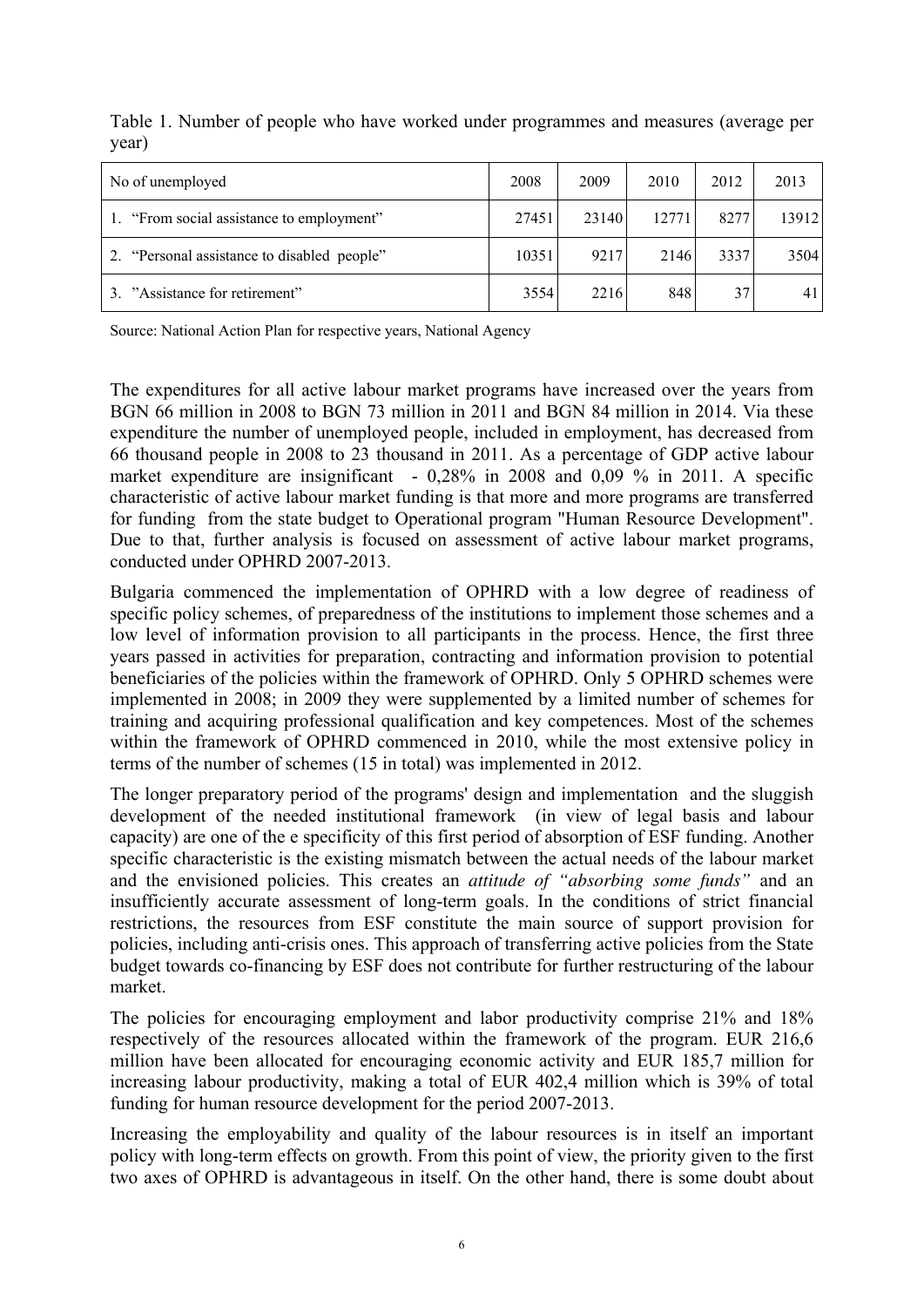Table 1. Number of people who have worked under programmes and measures (average per year)

| No of unemployed | 2008 | 2009 | 2010 | 2012 | 2013 |
|---|---|---|---|---|---|
| 1. "From social assistance to employment" | 27451 | 23140 | 12771 | 8277 | 13912 |
| 2. "Personal assistance to disabled people" | 10351 | 9217 | 2146 | 3337 | 3504 |
| 3. "Assistance for retirement" | 3554 | 2216 | 848 | 37 | 41 |

Source: National Action Plan for respective years, National Agency

The expenditures for all active labour market programs have increased over the years from BGN 66 million in 2008 to BGN 73 million in 2011 and BGN 84 million in 2014. Via these expenditure the number of unemployed people, included in employment, has decreased from 66 thousand people in 2008 to 23 thousand in 2011. As a percentage of GDP active labour market expenditure are insignificant - 0,28% in 2008 and 0,09 % in 2011. A specific characteristic of active labour market funding is that more and more programs are transferred for funding from the state budget to Operational program "Human Resource Development". Due to that, further analysis is focused on assessment of active labour market programs, conducted under OPHRD 2007-2013.

Bulgaria commenced the implementation of OPHRD with a low degree of readiness of specific policy schemes, of preparedness of the institutions to implement those schemes and a low level of information provision to all participants in the process. Hence, the first three years passed in activities for preparation, contracting and information provision to potential beneficiaries of the policies within the framework of OPHRD. Only 5 OPHRD schemes were implemented in 2008; in 2009 they were supplemented by a limited number of schemes for training and acquiring professional qualification and key competences. Most of the schemes within the framework of OPHRD commenced in 2010, while the most extensive policy in terms of the number of schemes (15 in total) was implemented in 2012.

The longer preparatory period of the programs' design and implementation and the sluggish development of the needed institutional framework (in view of legal basis and labour capacity) are one of the e specificity of this first period of absorption of ESF funding. Another specific characteristic is the existing mismatch between the actual needs of the labour market and the envisioned policies. This creates an *attitude of "absorbing some funds"* and an insufficiently accurate assessment of long-term goals. In the conditions of strict financial restrictions, the resources from ESF constitute the main source of support provision for policies, including anti-crisis ones. This approach of transferring active policies from the State budget towards co-financing by ESF does not contribute for further restructuring of the labour market.

The policies for encouraging employment and labor productivity comprise 21% and 18% respectively of the resources allocated within the framework of the program. EUR 216,6 million have been allocated for encouraging economic activity and EUR 185,7 million for increasing labour productivity, making a total of EUR 402,4 million which is 39% of total funding for human resource development for the period 2007-2013.

Increasing the employability and quality of the labour resources is in itself an important policy with long-term effects on growth. From this point of view, the priority given to the first two axes of OPHRD is advantageous in itself. On the other hand, there is some doubt about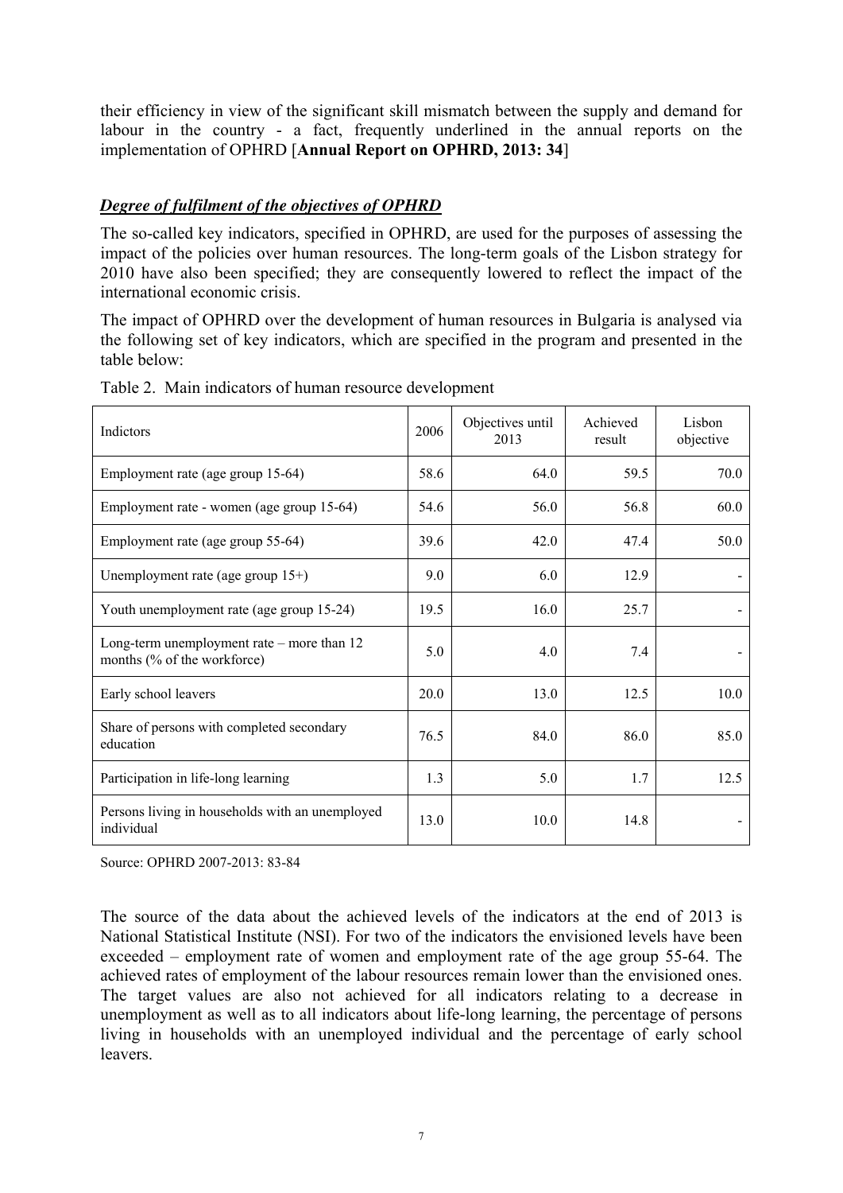their efficiency in view of the significant skill mismatch between the supply and demand for labour in the country - a fact, frequently underlined in the annual reports on the implementation of OPHRD [**Annual Report on OPHRD, 2013: 34**]

***Degree of fulfilment of the objectives of OPHRD***

The so-called key indicators, specified in OPHRD, are used for the purposes of assessing the impact of the policies over human resources. The long-term goals of the Lisbon strategy for 2010 have also been specified; they are consequently lowered to reflect the impact of the international economic crisis.

The impact of OPHRD over the development of human resources in Bulgaria is analysed via the following set of key indicators, which are specified in the program and presented in the table below:

Table 2. Main indicators of human resource development

| Indictors | 2006 | Objectives until 2013 | Achieved result | Lisbon objective |
|---|---|---|---|---|
| Employment rate (age group 15-64) | 58.6 | 64.0 | 59.5 | 70.0 |
| Employment rate - women (age group 15-64) | 54.6 | 56.0 | 56.8 | 60.0 |
| Employment rate (age group 55-64) | 39.6 | 42.0 | 47.4 | 50.0 |
| Unemployment rate (age group 15+) | 9.0 | 6.0 | 12.9 | - |
| Youth unemployment rate (age group 15-24) | 19.5 | 16.0 | 25.7 | - |
| Long-term unemployment rate – more than 12 months (% of the workforce) | 5.0 | 4.0 | 7.4 | - |
| Early school leavers | 20.0 | 13.0 | 12.5 | 10.0 |
| Share of persons with completed secondary education | 76.5 | 84.0 | 86.0 | 85.0 |
| Participation in life-long learning | 1.3 | 5.0 | 1.7 | 12.5 |
| Persons living in households with an unemployed individual | 13.0 | 10.0 | 14.8 | - |

Source: OPHRD 2007-2013: 83-84

The source of the data about the achieved levels of the indicators at the end of 2013 is National Statistical Institute (NSI). For two of the indicators the envisioned levels have been exceeded – employment rate of women and employment rate of the age group 55-64. The achieved rates of employment of the labour resources remain lower than the envisioned ones. The target values are also not achieved for all indicators relating to a decrease in unemployment as well as to all indicators about life-long learning, the percentage of persons living in households with an unemployed individual and the percentage of early school leavers.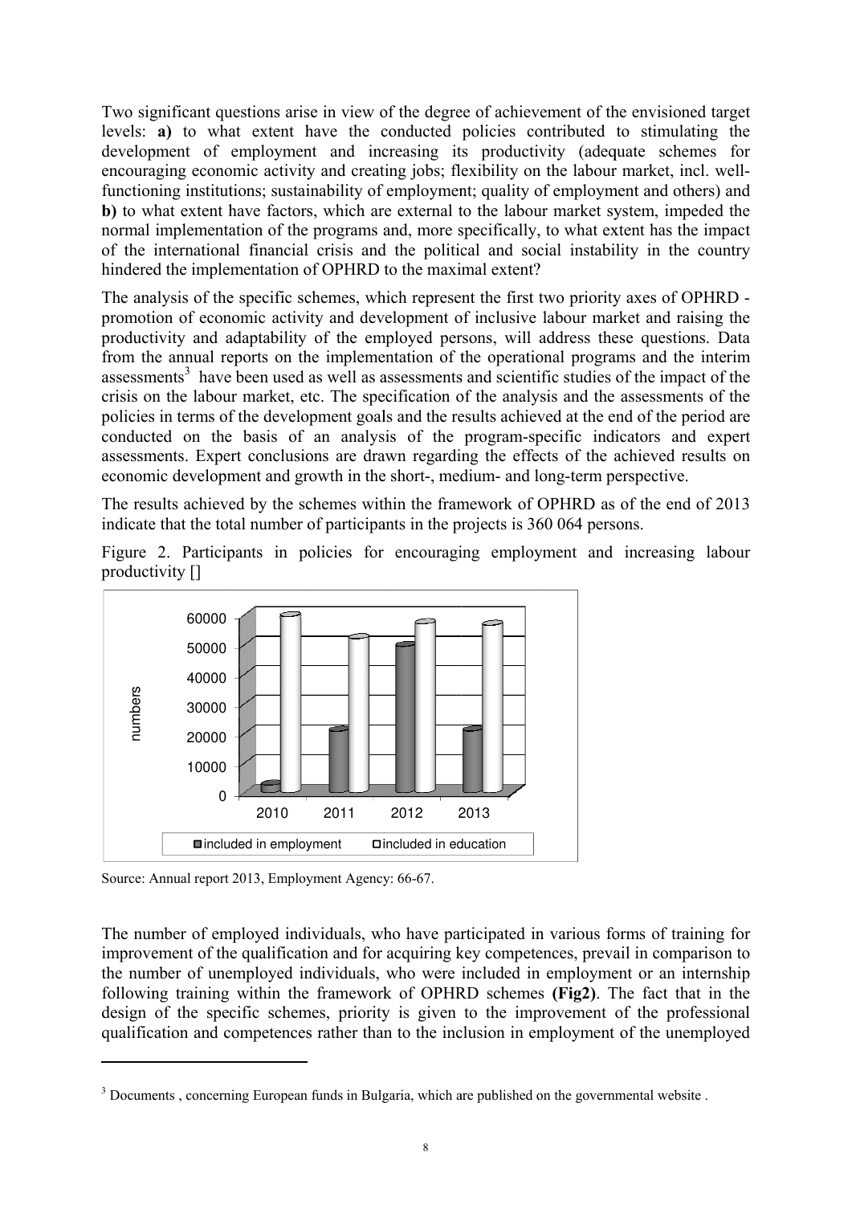Two significant questions arise in view of the degree of achievement of the envisioned target levels: **a)** to what extent have the conducted policies contributed to stimulating the development of employment and increasing its productivity (adequate schemes for encouraging economic activity and creating jobs; flexibility on the labour market, incl. well-functioning institutions; sustainability of employment; quality of employment and others) and **b)** to what extent have factors, which are external to the labour market system, impeded the normal implementation of the programs and, more specifically, to what extent has the impact of the international financial crisis and the political and social instability in the country hindered the implementation of OPHRD to the maximal extent?

The analysis of the specific schemes, which represent the first two priority axes of OPHRD - promotion of economic activity and development of inclusive labour market and raising the productivity and adaptability of the employed persons, will address these questions. Data from the annual reports on the implementation of the operational programs and the interim assessments[3] have been used as well as assessments and scientific studies of the impact of the crisis on the labour market, etc. The specification of the analysis and the assessments of the policies in terms of the development goals and the results achieved at the end of the period are conducted on the basis of an analysis of the program-specific indicators and expert assessments. Expert conclusions are drawn regarding the effects of the achieved results on economic development and growth in the short-, medium- and long-term perspective.

The results achieved by the schemes within the framework of OPHRD as of the end of 2013 indicate that the total number of participants in the projects is 360 064 persons.

Figure 2. Participants in policies for encouraging employment and increasing labour productivity []

Source: Annual report 2013, Employment Agency: 66-67.

The number of employed individuals, who have participated in various forms of training for improvement of the qualification and for acquiring key competences, prevail in comparison to the number of unemployed individuals, who were included in employment or an internship following training within the framework of OPHRD schemes **(Fig2)**. The fact that in the design of the specific schemes, priority is given to the improvement of the professional qualification and competences rather than to the inclusion in employment of the unemployed

[3] Documents , concerning European funds in Bulgaria, which are published on the governmental website .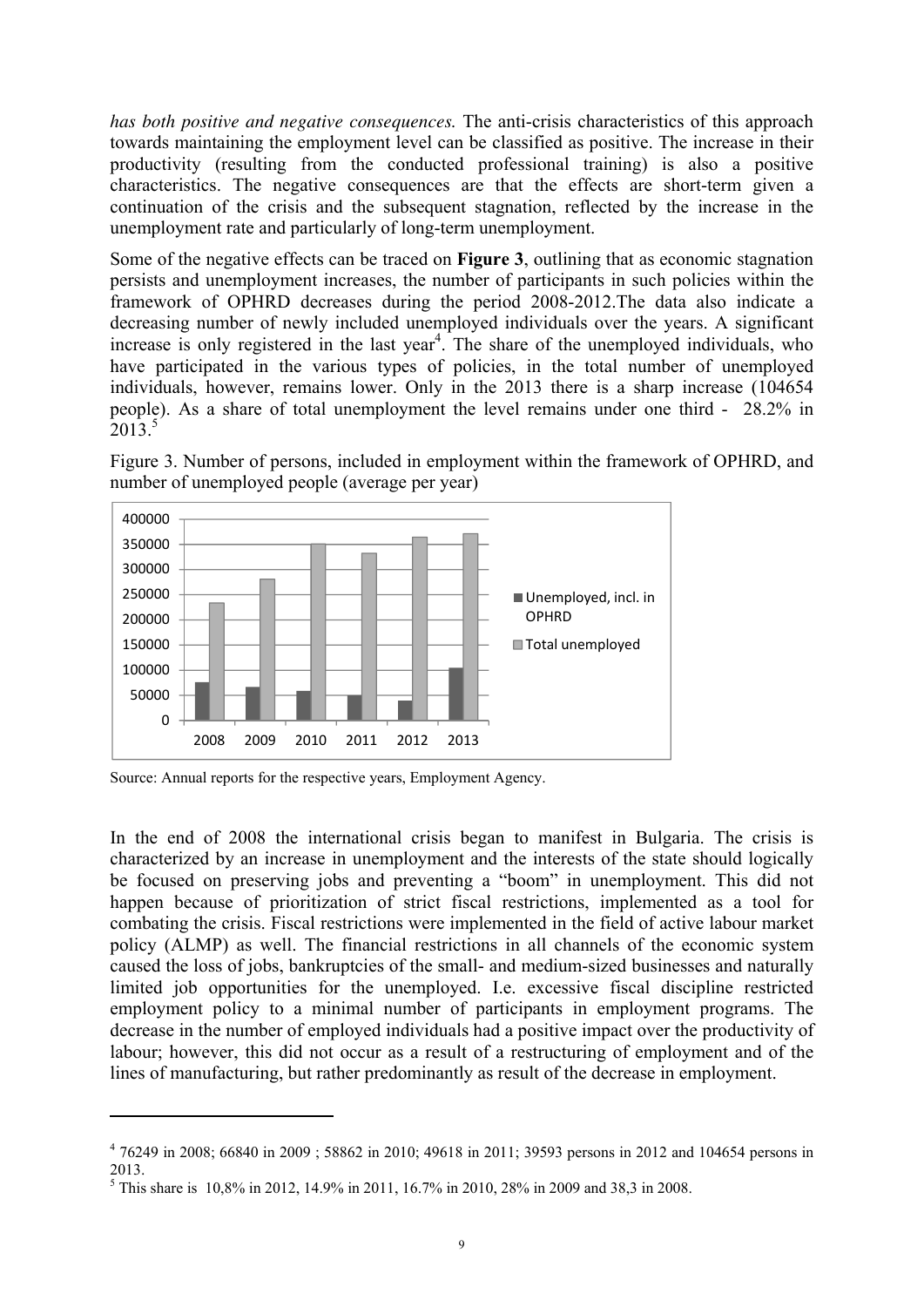*has both positive and negative consequences.* The anti-crisis characteristics of this approach towards maintaining the employment level can be classified as positive. The increase in their productivity (resulting from the conducted professional training) is also a positive characteristics. The negative consequences are that the effects are short-term given a continuation of the crisis and the subsequent stagnation, reflected by the increase in the unemployment rate and particularly of long-term unemployment.

Some of the negative effects can be traced on **Figure 3**, outlining that as economic stagnation persists and unemployment increases, the number of participants in such policies within the framework of OPHRD decreases during the period 2008-2012.The data also indicate a decreasing number of newly included unemployed individuals over the years. A significant increase is only registered in the last year[4]. The share of the unemployed individuals, who have participated in the various types of policies, in the total number of unemployed individuals, however, remains lower. Only in the 2013 there is a sharp increase (104654 people). As a share of total unemployment the level remains under one third - 28.2% in 2013.[5]

Figure 3. Number of persons, included in employment within the framework of OPHRD, and number of unemployed people (average per year)

Source: Annual reports for the respective years, Employment Agency.

In the end of 2008 the international crisis began to manifest in Bulgaria. The crisis is characterized by an increase in unemployment and the interests of the state should logically be focused on preserving jobs and preventing a "boom" in unemployment. This did not happen because of prioritization of strict fiscal restrictions, implemented as a tool for combating the crisis. Fiscal restrictions were implemented in the field of active labour market policy (ALMP) as well. The financial restrictions in all channels of the economic system caused the loss of jobs, bankruptcies of the small- and medium-sized businesses and naturally limited job opportunities for the unemployed. I.e. excessive fiscal discipline restricted employment policy to a minimal number of participants in employment programs. The decrease in the number of employed individuals had a positive impact over the productivity of labour; however, this did not occur as a result of a restructuring of employment and of the lines of manufacturing, but rather predominantly as result of the decrease in employment.

---

[4] 76249 in 2008; 66840 in 2009 ; 58862 in 2010; 49618 in 2011; 39593 persons in 2012 and 104654 persons in 2013.

[5] This share is 10,8% in 2012, 14.9% in 2011, 16.7% in 2010, 28% in 2009 and 38,3 in 2008.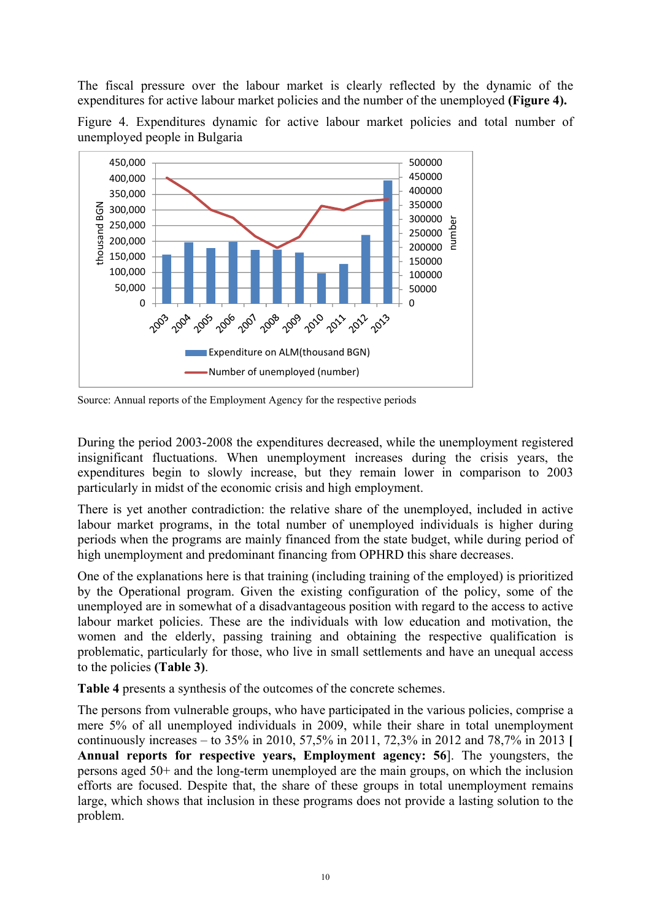The fiscal pressure over the labour market is clearly reflected by the dynamic of the expenditures for active labour market policies and the number of the unemployed **(Figure 4).**

Figure 4. Expenditures dynamic for active labour market policies and total number of unemployed people in Bulgaria

Source: Annual reports of the Employment Agency for the respective periods

During the period 2003-2008 the expenditures decreased, while the unemployment registered insignificant fluctuations. When unemployment increases during the crisis years, the expenditures begin to slowly increase, but they remain lower in comparison to 2003 particularly in midst of the economic crisis and high employment.

There is yet another contradiction: the relative share of the unemployed, included in active labour market programs, in the total number of unemployed individuals is higher during periods when the programs are mainly financed from the state budget, while during period of high unemployment and predominant financing from OPHRD this share decreases.

One of the explanations here is that training (including training of the employed) is prioritized by the Operational program. Given the existing configuration of the policy, some of the unemployed are in somewhat of a disadvantageous position with regard to the access to active labour market policies. These are the individuals with low education and motivation, the women and the elderly, passing training and obtaining the respective qualification is problematic, particularly for those, who live in small settlements and have an unequal access to the policies **(Table 3)**.

**Table 4** presents a synthesis of the outcomes of the concrete schemes.

The persons from vulnerable groups, who have participated in the various policies, comprise a mere 5% of all unemployed individuals in 2009, while their share in total unemployment continuously increases – to 35% in 2010, 57,5% in 2011, 72,3% in 2012 and 78,7% in 2013 **[ Annual reports for respective years, Employment agency: 56**]. The youngsters, the persons aged 50+ and the long-term unemployed are the main groups, on which the inclusion efforts are focused. Despite that, the share of these groups in total unemployment remains large, which shows that inclusion in these programs does not provide a lasting solution to the problem.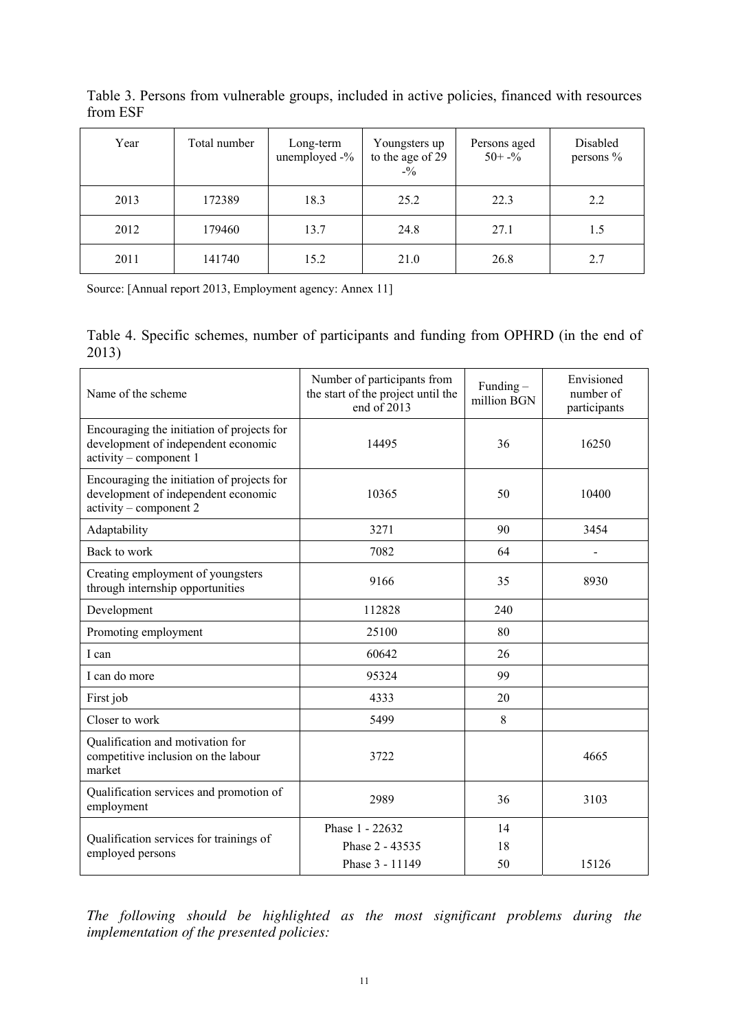Table 3. Persons from vulnerable groups, included in active policies, financed with resources from ESF

| Year | Total number | Long-term unemployed -% | Youngsters up to the age of 29 -% | Persons aged 50+ -% | Disabled persons % |
|---|---|---|---|---|---|
| 2013 | 172389 | 18.3 | 25.2 | 22.3 | 2.2 |
| 2012 | 179460 | 13.7 | 24.8 | 27.1 | 1.5 |
| 2011 | 141740 | 15.2 | 21.0 | 26.8 | 2.7 |

Source: [Annual report 2013, Employment agency: Annex 11]

Table 4. Specific schemes, number of participants and funding from OPHRD (in the end of 2013)

| Name of the scheme | Number of participants from the start of the project until the end of 2013 | Funding – million BGN | Envisioned number of participants |
|---|---|---|---|
| Encouraging the initiation of projects for development of independent economic activity – component 1 | 14495 | 36 | 16250 |
| Encouraging the initiation of projects for development of independent economic activity – component 2 | 10365 | 50 | 10400 |
| Adaptability | 3271 | 90 | 3454 |
| Back to work | 7082 | 64 | - |
| Creating employment of youngsters through internship opportunities | 9166 | 35 | 8930 |
| Development | 112828 | 240 | |
| Promoting employment | 25100 | 80 | |
| I can | 60642 | 26 | |
| I can do more | 95324 | 99 | |
| First job | 4333 | 20 | |
| Closer to work | 5499 | 8 | |
| Qualification and motivation for competitive inclusion on the labour market | 3722 | | 4665 |
| Qualification services and promotion of employment | 2989 | 36 | 3103 |
| Qualification services for trainings of employed persons | Phase 1 - 22632<br>Phase 2 - 43535<br>Phase 3 - 11149 | 14<br>18<br>50 | 15126 |

*The following should be highlighted as the most significant problems during the implementation of the presented policies:*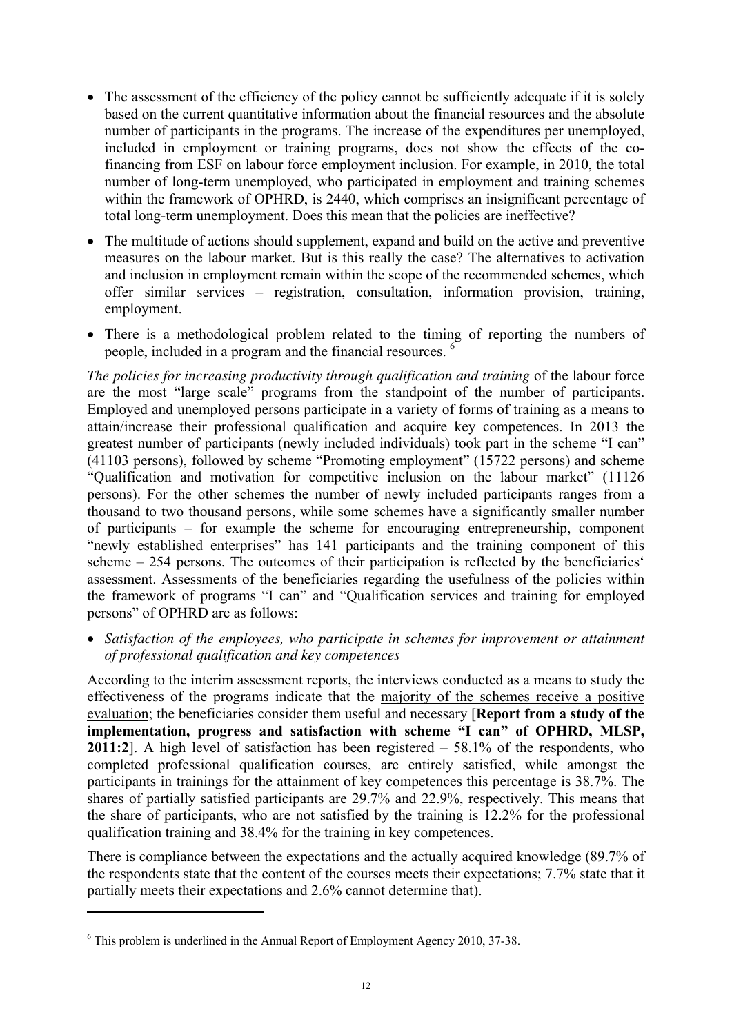- The assessment of the efficiency of the policy cannot be sufficiently adequate if it is solely based on the current quantitative information about the financial resources and the absolute number of participants in the programs. The increase of the expenditures per unemployed, included in employment or training programs, does not show the effects of the co-financing from ESF on labour force employment inclusion. For example, in 2010, the total number of long-term unemployed, who participated in employment and training schemes within the framework of OPHRD, is 2440, which comprises an insignificant percentage of total long-term unemployment. Does this mean that the policies are ineffective?
- The multitude of actions should supplement, expand and build on the active and preventive measures on the labour market. But is this really the case? The alternatives to activation and inclusion in employment remain within the scope of the recommended schemes, which offer similar services – registration, consultation, information provision, training, employment.
- There is a methodological problem related to the timing of reporting the numbers of people, included in a program and the financial resources. [6]

*The policies for increasing productivity through qualification and training* of the labour force are the most "large scale" programs from the standpoint of the number of participants. Employed and unemployed persons participate in a variety of forms of training as a means to attain/increase their professional qualification and acquire key competences. In 2013 the greatest number of participants (newly included individuals) took part in the scheme "I can" (41103 persons), followed by scheme "Promoting employment" (15722 persons) and scheme "Qualification and motivation for competitive inclusion on the labour market" (11126 persons). For the other schemes the number of newly included participants ranges from a thousand to two thousand persons, while some schemes have a significantly smaller number of participants – for example the scheme for encouraging entrepreneurship, component "newly established enterprises" has 141 participants and the training component of this scheme – 254 persons. The outcomes of their participation is reflected by the beneficiaries' assessment. Assessments of the beneficiaries regarding the usefulness of the policies within the framework of programs "I can" and "Qualification services and training for employed persons" of OPHRD are as follows:

- *Satisfaction of the employees, who participate in schemes for improvement or attainment of professional qualification and key competences*

According to the interim assessment reports, the interviews conducted as a means to study the effectiveness of the programs indicate that the majority of the schemes receive a positive evaluation; the beneficiaries consider them useful and necessary [**Report from a study of the implementation, progress and satisfaction with scheme "I can" of OPHRD, MLSP, 2011:2**]. A high level of satisfaction has been registered – 58.1% of the respondents, who completed professional qualification courses, are entirely satisfied, while amongst the participants in trainings for the attainment of key competences this percentage is 38.7%. The shares of partially satisfied participants are 29.7% and 22.9%, respectively. This means that the share of participants, who are not satisfied by the training is 12.2% for the professional qualification training and 38.4% for the training in key competences.

There is compliance between the expectations and the actually acquired knowledge (89.7% of the respondents state that the content of the courses meets their expectations; 7.7% state that it partially meets their expectations and 2.6% cannot determine that).

---

[6] This problem is underlined in the Annual Report of Employment Agency 2010, 37-38.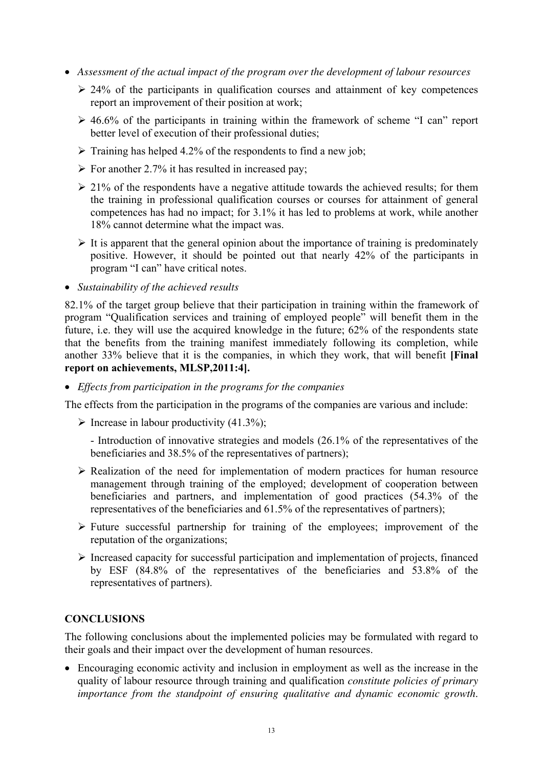- *Assessment of the actual impact of the program over the development of labour resources*
  - 24% of the participants in qualification courses and attainment of key competences report an improvement of their position at work;
  - 46.6% of the participants in training within the framework of scheme "I can" report better level of execution of their professional duties;
  - Training has helped 4.2% of the respondents to find a new job;
  - For another 2.7% it has resulted in increased pay;
  - 21% of the respondents have a negative attitude towards the achieved results; for them the training in professional qualification courses or courses for attainment of general competences has had no impact; for 3.1% it has led to problems at work, while another 18% cannot determine what the impact was.
  - It is apparent that the general opinion about the importance of training is predominately positive. However, it should be pointed out that nearly 42% of the participants in program "I can" have critical notes.
- *Sustainability of the achieved results*

82.1% of the target group believe that their participation in training within the framework of program "Qualification services and training of employed people" will benefit them in the future, i.e. they will use the acquired knowledge in the future; 62% of the respondents state that the benefits from the training manifest immediately following its completion, while another 33% believe that it is the companies, in which they work, that will benefit **[Final report on achievements, MLSP,2011:4].**

- *Effects from participation in the programs for the companies*

The effects from the participation in the programs of the companies are various and include:

- Increase in labour productivity (41.3%);

  - Introduction of innovative strategies and models (26.1% of the representatives of the beneficiaries and 38.5% of the representatives of partners);
- Realization of the need for implementation of modern practices for human resource management through training of the employed; development of cooperation between beneficiaries and partners, and implementation of good practices (54.3% of the representatives of the beneficiaries and 61.5% of the representatives of partners);
- Future successful partnership for training of the employees; improvement of the reputation of the organizations;
- Increased capacity for successful participation and implementation of projects, financed by ESF (84.8% of the representatives of the beneficiaries and 53.8% of the representatives of partners).

## CONCLUSIONS

The following conclusions about the implemented policies may be formulated with regard to their goals and their impact over the development of human resources.

- Encouraging economic activity and inclusion in employment as well as the increase in the quality of labour resource through training and qualification *constitute policies of primary importance from the standpoint of ensuring qualitative and dynamic economic growth*.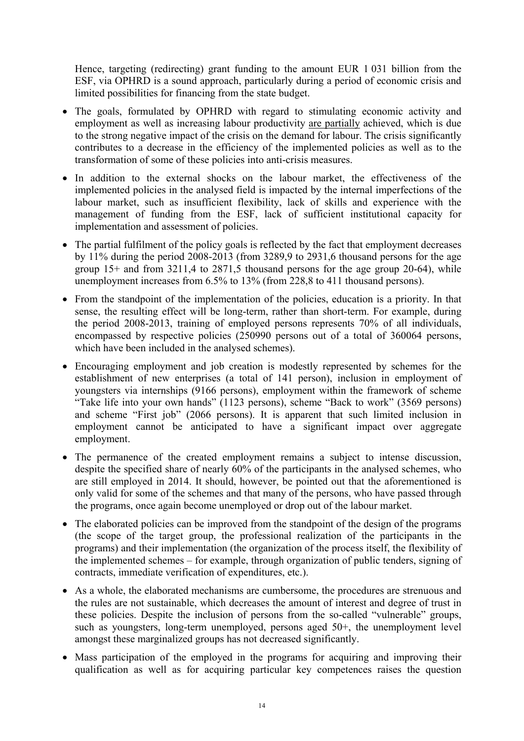Hence, targeting (redirecting) grant funding to the amount EUR 1 031 billion from the ESF, via OPHRD is a sound approach, particularly during a period of economic crisis and limited possibilities for financing from the state budget.

- The goals, formulated by OPHRD with regard to stimulating economic activity and employment as well as increasing labour productivity are partially achieved, which is due to the strong negative impact of the crisis on the demand for labour. The crisis significantly contributes to a decrease in the efficiency of the implemented policies as well as to the transformation of some of these policies into anti-crisis measures.
- In addition to the external shocks on the labour market, the effectiveness of the implemented policies in the analysed field is impacted by the internal imperfections of the labour market, such as insufficient flexibility, lack of skills and experience with the management of funding from the ESF, lack of sufficient institutional capacity for implementation and assessment of policies.
- The partial fulfilment of the policy goals is reflected by the fact that employment decreases by 11% during the period 2008-2013 (from 3289,9 to 2931,6 thousand persons for the age group 15+ and from 3211,4 to 2871,5 thousand persons for the age group 20-64), while unemployment increases from 6.5% to 13% (from 228,8 to 411 thousand persons).
- From the standpoint of the implementation of the policies, education is a priority. In that sense, the resulting effect will be long-term, rather than short-term. For example, during the period 2008-2013, training of employed persons represents 70% of all individuals, encompassed by respective policies (250990 persons out of a total of 360064 persons, which have been included in the analysed schemes).
- Encouraging employment and job creation is modestly represented by schemes for the establishment of new enterprises (a total of 141 person), inclusion in employment of youngsters via internships (9166 persons), employment within the framework of scheme "Take life into your own hands" (1123 persons), scheme "Back to work" (3569 persons) and scheme "First job" (2066 persons). It is apparent that such limited inclusion in employment cannot be anticipated to have a significant impact over aggregate employment.
- The permanence of the created employment remains a subject to intense discussion, despite the specified share of nearly 60% of the participants in the analysed schemes, who are still employed in 2014. It should, however, be pointed out that the aforementioned is only valid for some of the schemes and that many of the persons, who have passed through the programs, once again become unemployed or drop out of the labour market.
- The elaborated policies can be improved from the standpoint of the design of the programs (the scope of the target group, the professional realization of the participants in the programs) and their implementation (the organization of the process itself, the flexibility of the implemented schemes – for example, through organization of public tenders, signing of contracts, immediate verification of expenditures, etc.).
- As a whole, the elaborated mechanisms are cumbersome, the procedures are strenuous and the rules are not sustainable, which decreases the amount of interest and degree of trust in these policies. Despite the inclusion of persons from the so-called "vulnerable" groups, such as youngsters, long-term unemployed, persons aged 50+, the unemployment level amongst these marginalized groups has not decreased significantly.
- Mass participation of the employed in the programs for acquiring and improving their qualification as well as for acquiring particular key competences raises the question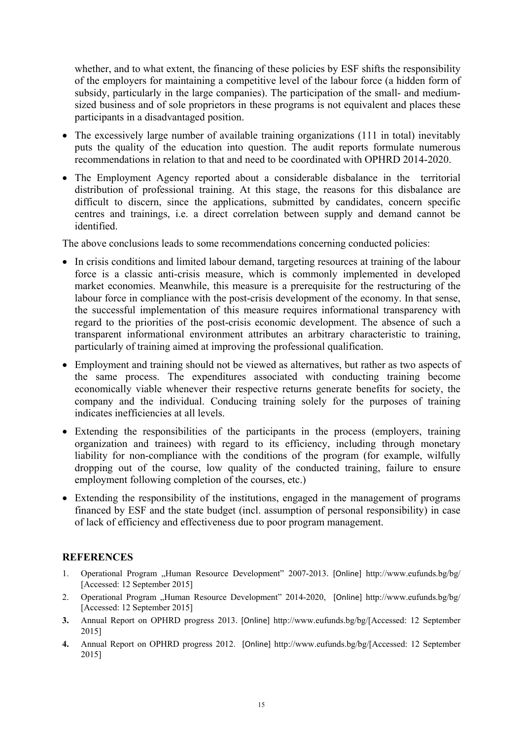whether, and to what extent, the financing of these policies by ESF shifts the responsibility of the employers for maintaining a competitive level of the labour force (a hidden form of subsidy, particularly in the large companies). The participation of the small- and medium-sized business and of sole proprietors in these programs is not equivalent and places these participants in a disadvantaged position.

- The excessively large number of available training organizations (111 in total) inevitably puts the quality of the education into question. The audit reports formulate numerous recommendations in relation to that and need to be coordinated with OPHRD 2014-2020.
- The Employment Agency reported about a considerable disbalance in the territorial distribution of professional training. At this stage, the reasons for this disbalance are difficult to discern, since the applications, submitted by candidates, concern specific centres and trainings, i.e. a direct correlation between supply and demand cannot be identified.

The above conclusions leads to some recommendations concerning conducted policies:

- In crisis conditions and limited labour demand, targeting resources at training of the labour force is a classic anti-crisis measure, which is commonly implemented in developed market economies. Meanwhile, this measure is a prerequisite for the restructuring of the labour force in compliance with the post-crisis development of the economy. In that sense, the successful implementation of this measure requires informational transparency with regard to the priorities of the post-crisis economic development. The absence of such a transparent informational environment attributes an arbitrary characteristic to training, particularly of training aimed at improving the professional qualification.
- Employment and training should not be viewed as alternatives, but rather as two aspects of the same process. The expenditures associated with conducting training become economically viable whenever their respective returns generate benefits for society, the company and the individual. Conducing training solely for the purposes of training indicates inefficiencies at all levels.
- Extending the responsibilities of the participants in the process (employers, training organization and trainees) with regard to its efficiency, including through monetary liability for non-compliance with the conditions of the program (for example, wilfully dropping out of the course, low quality of the conducted training, failure to ensure employment following completion of the courses, etc.)
- Extending the responsibility of the institutions, engaged in the management of programs financed by ESF and the state budget (incl. assumption of personal responsibility) in case of lack of efficiency and effectiveness due to poor program management.

## REFERENCES

1. Operational Program „Human Resource Development" 2007-2013. [Online] http://www.eufunds.bg/bg/ [Accessed: 12 September 2015]
2. Operational Program „Human Resource Development" 2014-2020, [Online] http://www.eufunds.bg/bg/ [Accessed: 12 September 2015]
3. Annual Report on OPHRD progress 2013. [Online] http://www.eufunds.bg/bg/[Accessed: 12 September 2015]
4. Annual Report on OPHRD progress 2012. [Online] http://www.eufunds.bg/bg/[Accessed: 12 September 2015]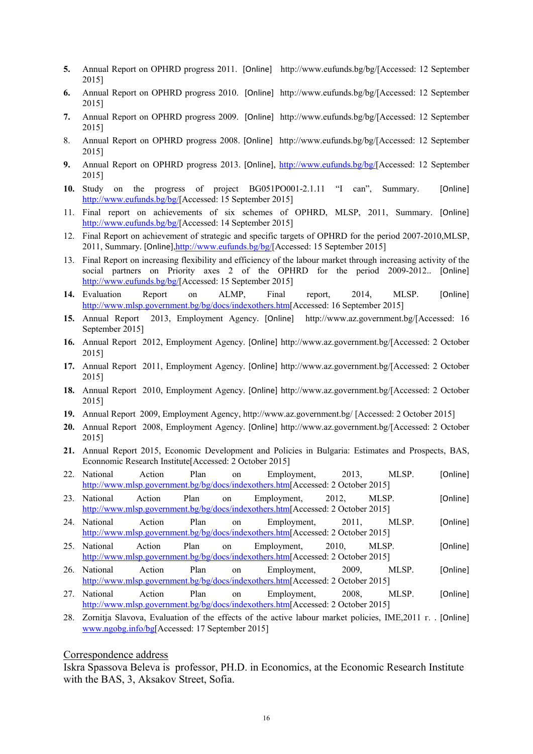5. Annual Report on OPHRD progress 2011. [Online] http://www.eufunds.bg/bg/[Accessed: 12 September 2015]
6. Annual Report on OPHRD progress 2010. [Online] http://www.eufunds.bg/bg/[Accessed: 12 September 2015]
7. Annual Report on OPHRD progress 2009. [Online] http://www.eufunds.bg/bg/[Accessed: 12 September 2015]
8. Annual Report on OPHRD progress 2008. [Online] http://www.eufunds.bg/bg/[Accessed: 12 September 2015]
9. Annual Report on OPHRD progress 2013. [Online], http://www.eufunds.bg/bg/[Accessed: 12 September 2015]
10. Study on the progress of project BG051PO001-2.1.11 "I can", Summary. [Online] http://www.eufunds.bg/bg/[Accessed: 15 September 2015]
11. Final report on achievements of six schemes of OPHRD, MLSP, 2011, Summary. [Online] http://www.eufunds.bg/bg/[Accessed: 14 September 2015]
12. Final Report on achievement of strategic and specific targets of OPHRD for the period 2007-2010,MLSP, 2011, Summary. [Online],http://www.eufunds.bg/bg/[Accessed: 15 September 2015]
13. Final Report on increasing flexibility and efficiency of the labour market through increasing activity of the social partners on Priority axes 2 of the OPHRD for the period 2009-2012.. [Online] http://www.eufunds.bg/bg/[Accessed: 15 September 2015]
14. Evaluation Report on ALMP, Final report, 2014, MLSP. [Online] http://www.mlsp.government.bg/bg/docs/indexothers.htm[Accessed: 16 September 2015]
15. Annual Report 2013, Employment Agency. [Online] http://www.az.government.bg/[Accessed: 16 September 2015]
16. Annual Report 2012, Employment Agency. [Online] http://www.az.government.bg/[Accessed: 2 October 2015]
17. Annual Report 2011, Employment Agency. [Online] http://www.az.government.bg/[Accessed: 2 October 2015]
18. Annual Report 2010, Employment Agency. [Online] http://www.az.government.bg/[Accessed: 2 October 2015]
19. Annual Report 2009, Employment Agency, http://www.az.government.bg/ [Accessed: 2 October 2015]
20. Annual Report 2008, Employment Agency. [Online] http://www.az.government.bg/[Accessed: 2 October 2015]
21. Annual Report 2015, Economic Development and Policies in Bulgaria: Estimates and Prospects, BAS, Econnomic Research Institute[Accessed: 2 October 2015]
22. National Action Plan on Employment, 2013, MLSP. [Online] http://www.mlsp.government.bg/bg/docs/indexothers.htm[Accessed: 2 October 2015]
23. National Action Plan on Employment, 2012, MLSP. [Online] http://www.mlsp.government.bg/bg/docs/indexothers.htm[Accessed: 2 October 2015]
24. National Action Plan on Employment, 2011, MLSP. [Online] http://www.mlsp.government.bg/bg/docs/indexothers.htm[Accessed: 2 October 2015]
25. National Action Plan on Employment, 2010, MLSP. [Online] http://www.mlsp.government.bg/bg/docs/indexothers.htm[Accessed: 2 October 2015]
26. National Action Plan on Employment, 2009, MLSP. [Online] http://www.mlsp.government.bg/bg/docs/indexothers.htm[Accessed: 2 October 2015]
27. National Action Plan on Employment, 2008, MLSP. [Online] http://www.mlsp.government.bg/bg/docs/indexothers.htm[Accessed: 2 October 2015]
28. Zornitja Slavova, Evaluation of the effects of the active labour market policies, IME,2011 г. . [Online] www.ngobg.info/bg[Accessed: 17 September 2015]

## Correspondence address

Iskra Spassova Beleva is professor, PH.D. in Economics, at the Economic Research Institute with the BAS, 3, Aksakov Street, Sofia.